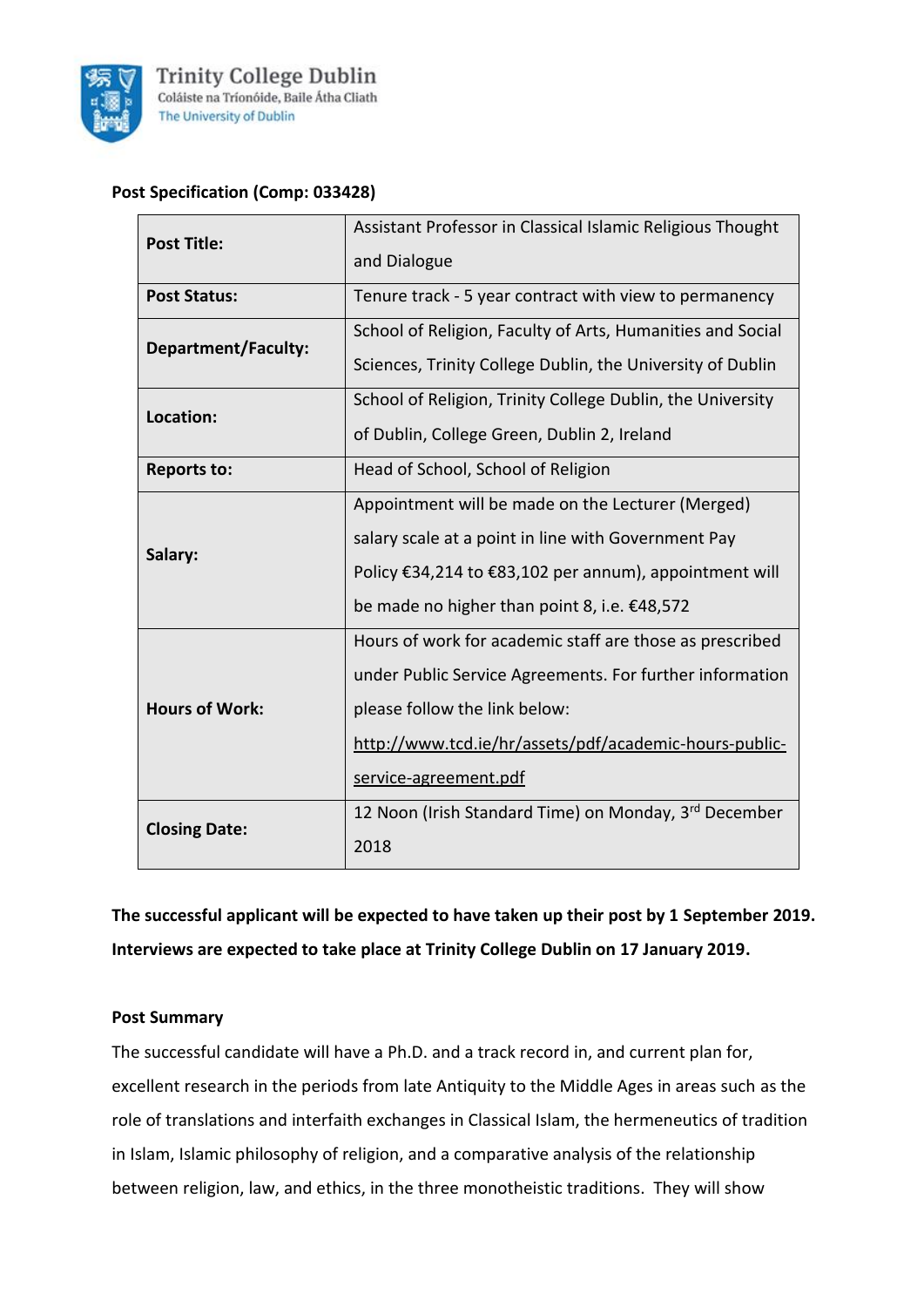Trinity College Dublin
Coláiste na Tríonóide, Baile Átha Cliath
The University of Dublin

**Post Specification (Comp: 033428)**

| | |
|---|---|
| **Post Title:** | Assistant Professor in Classical Islamic Religious Thought and Dialogue |
| **Post Status:** | Tenure track - 5 year contract with view to permanency |
| **Department/Faculty:** | School of Religion, Faculty of Arts, Humanities and Social Sciences, Trinity College Dublin, the University of Dublin |
| **Location:** | School of Religion, Trinity College Dublin, the University of Dublin, College Green, Dublin 2, Ireland |
| **Reports to:** | Head of School, School of Religion |
| **Salary:** | Appointment will be made on the Lecturer (Merged) salary scale at a point in line with Government Pay Policy €34,214 to €83,102 per annum), appointment will be made no higher than point 8, i.e. €48,572 |
| **Hours of Work:** | Hours of work for academic staff are those as prescribed under Public Service Agreements. For further information please follow the link below: http://www.tcd.ie/hr/assets/pdf/academic-hours-public-service-agreement.pdf |
| **Closing Date:** | 12 Noon (Irish Standard Time) on Monday, 3rd December 2018 |

**The successful applicant will be expected to have taken up their post by 1 September 2019. Interviews are expected to take place at Trinity College Dublin on 17 January 2019.**

**Post Summary**

The successful candidate will have a Ph.D. and a track record in, and current plan for, excellent research in the periods from late Antiquity to the Middle Ages in areas such as the role of translations and interfaith exchanges in Classical Islam, the hermeneutics of tradition in Islam, Islamic philosophy of religion, and a comparative analysis of the relationship between religion, law, and ethics, in the three monotheistic traditions. They will show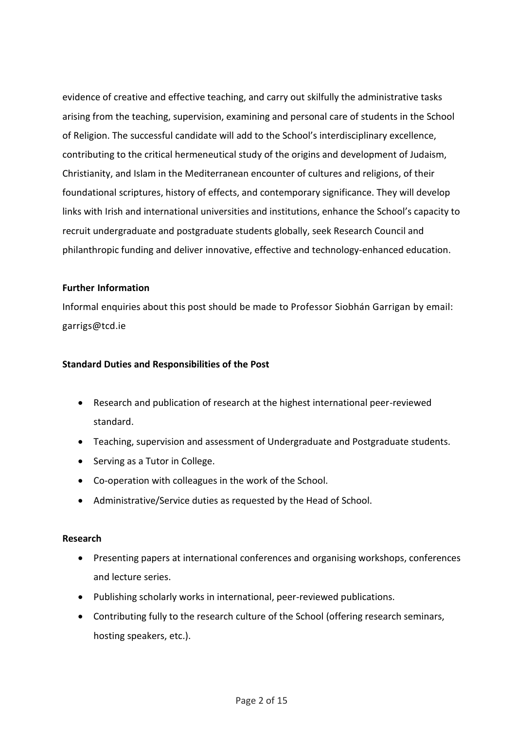evidence of creative and effective teaching, and carry out skilfully the administrative tasks arising from the teaching, supervision, examining and personal care of students in the School of Religion. The successful candidate will add to the School's interdisciplinary excellence, contributing to the critical hermeneutical study of the origins and development of Judaism, Christianity, and Islam in the Mediterranean encounter of cultures and religions, of their foundational scriptures, history of effects, and contemporary significance. They will develop links with Irish and international universities and institutions, enhance the School's capacity to recruit undergraduate and postgraduate students globally, seek Research Council and philanthropic funding and deliver innovative, effective and technology-enhanced education.

**Further Information**

Informal enquiries about this post should be made to Professor Siobhán Garrigan by email: garrigs@tcd.ie

**Standard Duties and Responsibilities of the Post**

- Research and publication of research at the highest international peer-reviewed standard.
- Teaching, supervision and assessment of Undergraduate and Postgraduate students.
- Serving as a Tutor in College.
- Co-operation with colleagues in the work of the School.
- Administrative/Service duties as requested by the Head of School.

**Research**

- Presenting papers at international conferences and organising workshops, conferences and lecture series.
- Publishing scholarly works in international, peer-reviewed publications.
- Contributing fully to the research culture of the School (offering research seminars, hosting speakers, etc.).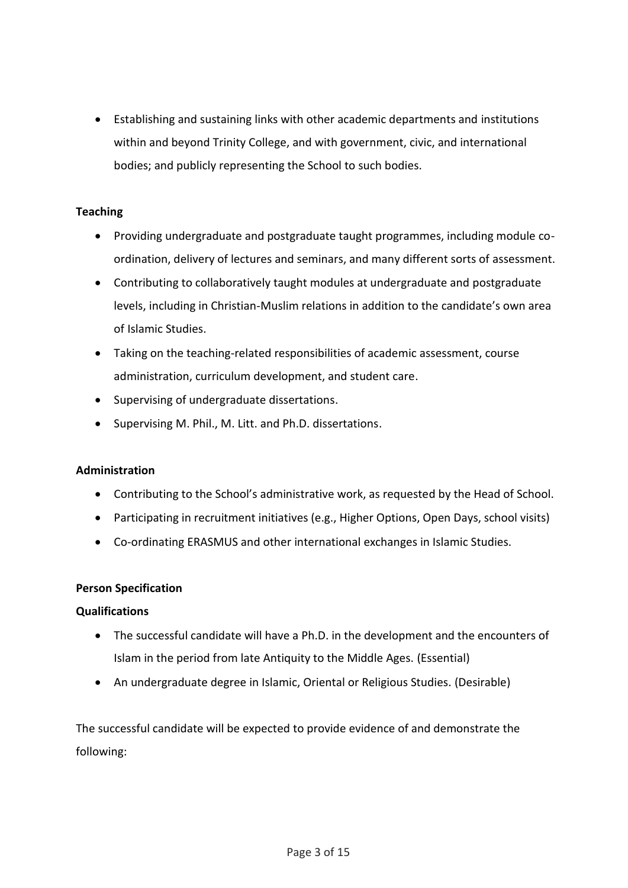- Establishing and sustaining links with other academic departments and institutions within and beyond Trinity College, and with government, civic, and international bodies; and publicly representing the School to such bodies.

**Teaching**

- Providing undergraduate and postgraduate taught programmes, including module co-ordination, delivery of lectures and seminars, and many different sorts of assessment.
- Contributing to collaboratively taught modules at undergraduate and postgraduate levels, including in Christian-Muslim relations in addition to the candidate's own area of Islamic Studies.
- Taking on the teaching-related responsibilities of academic assessment, course administration, curriculum development, and student care.
- Supervising of undergraduate dissertations.
- Supervising M. Phil., M. Litt. and Ph.D. dissertations.

**Administration**

- Contributing to the School's administrative work, as requested by the Head of School.
- Participating in recruitment initiatives (e.g., Higher Options, Open Days, school visits)
- Co-ordinating ERASMUS and other international exchanges in Islamic Studies.

**Person Specification**

**Qualifications**

- The successful candidate will have a Ph.D. in the development and the encounters of Islam in the period from late Antiquity to the Middle Ages. (Essential)
- An undergraduate degree in Islamic, Oriental or Religious Studies. (Desirable)

The successful candidate will be expected to provide evidence of and demonstrate the following: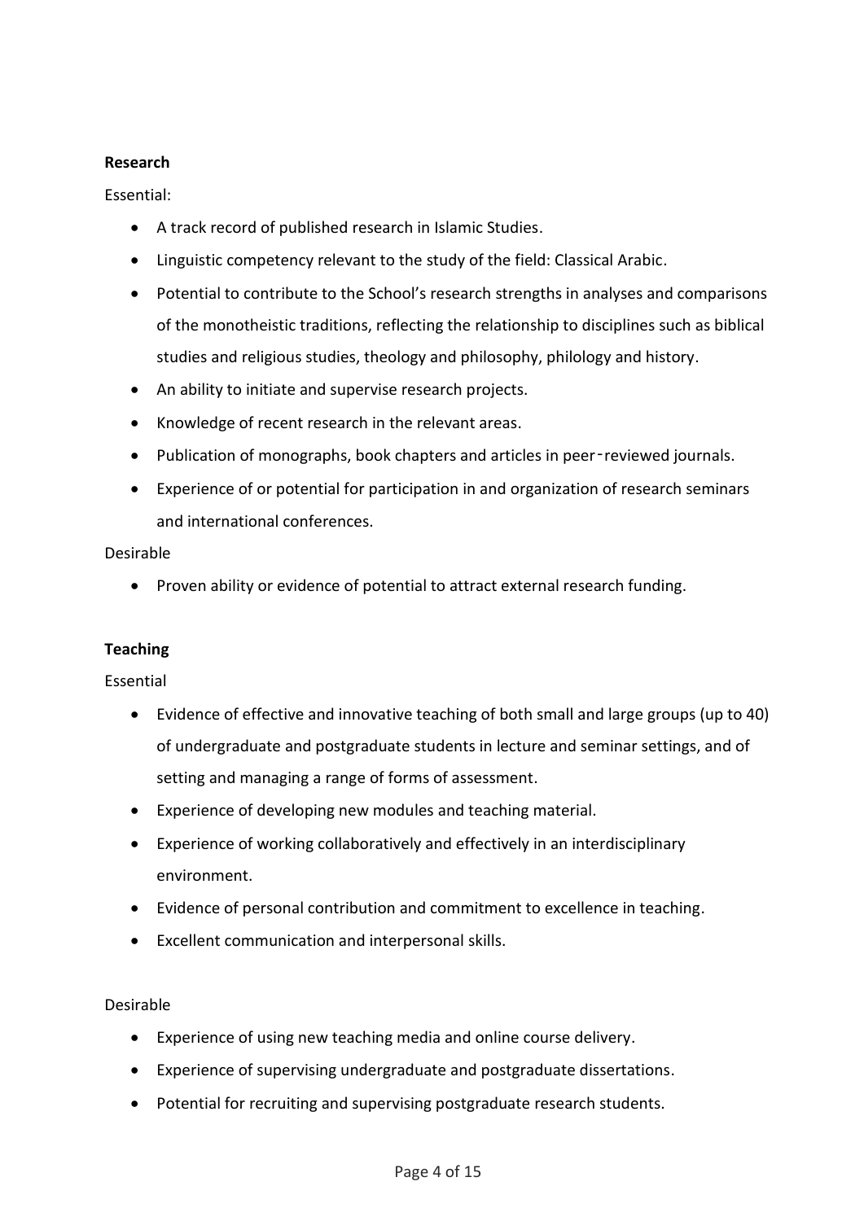**Research**

Essential:

- A track record of published research in Islamic Studies.
- Linguistic competency relevant to the study of the field: Classical Arabic.
- Potential to contribute to the School's research strengths in analyses and comparisons of the monotheistic traditions, reflecting the relationship to disciplines such as biblical studies and religious studies, theology and philosophy, philology and history.
- An ability to initiate and supervise research projects.
- Knowledge of recent research in the relevant areas.
- Publication of monographs, book chapters and articles in peer-reviewed journals.
- Experience of or potential for participation in and organization of research seminars and international conferences.

Desirable

- Proven ability or evidence of potential to attract external research funding.

**Teaching**

Essential

- Evidence of effective and innovative teaching of both small and large groups (up to 40) of undergraduate and postgraduate students in lecture and seminar settings, and of setting and managing a range of forms of assessment.
- Experience of developing new modules and teaching material.
- Experience of working collaboratively and effectively in an interdisciplinary environment.
- Evidence of personal contribution and commitment to excellence in teaching.
- Excellent communication and interpersonal skills.

Desirable

- Experience of using new teaching media and online course delivery.
- Experience of supervising undergraduate and postgraduate dissertations.
- Potential for recruiting and supervising postgraduate research students.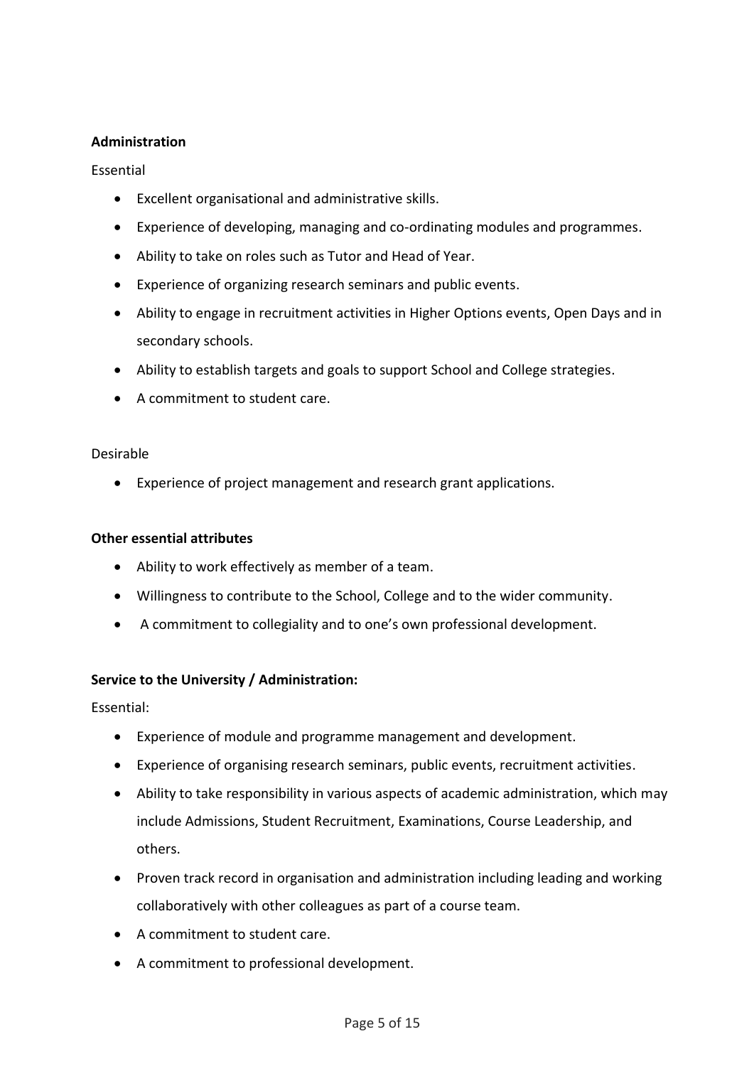**Administration**

Essential

- Excellent organisational and administrative skills.
- Experience of developing, managing and co-ordinating modules and programmes.
- Ability to take on roles such as Tutor and Head of Year.
- Experience of organizing research seminars and public events.
- Ability to engage in recruitment activities in Higher Options events, Open Days and in secondary schools.
- Ability to establish targets and goals to support School and College strategies.
- A commitment to student care.

Desirable

- Experience of project management and research grant applications.

**Other essential attributes**

- Ability to work effectively as member of a team.
- Willingness to contribute to the School, College and to the wider community.
- A commitment to collegiality and to one's own professional development.

**Service to the University / Administration:**

Essential:

- Experience of module and programme management and development.
- Experience of organising research seminars, public events, recruitment activities.
- Ability to take responsibility in various aspects of academic administration, which may include Admissions, Student Recruitment, Examinations, Course Leadership, and others.
- Proven track record in organisation and administration including leading and working collaboratively with other colleagues as part of a course team.
- A commitment to student care.
- A commitment to professional development.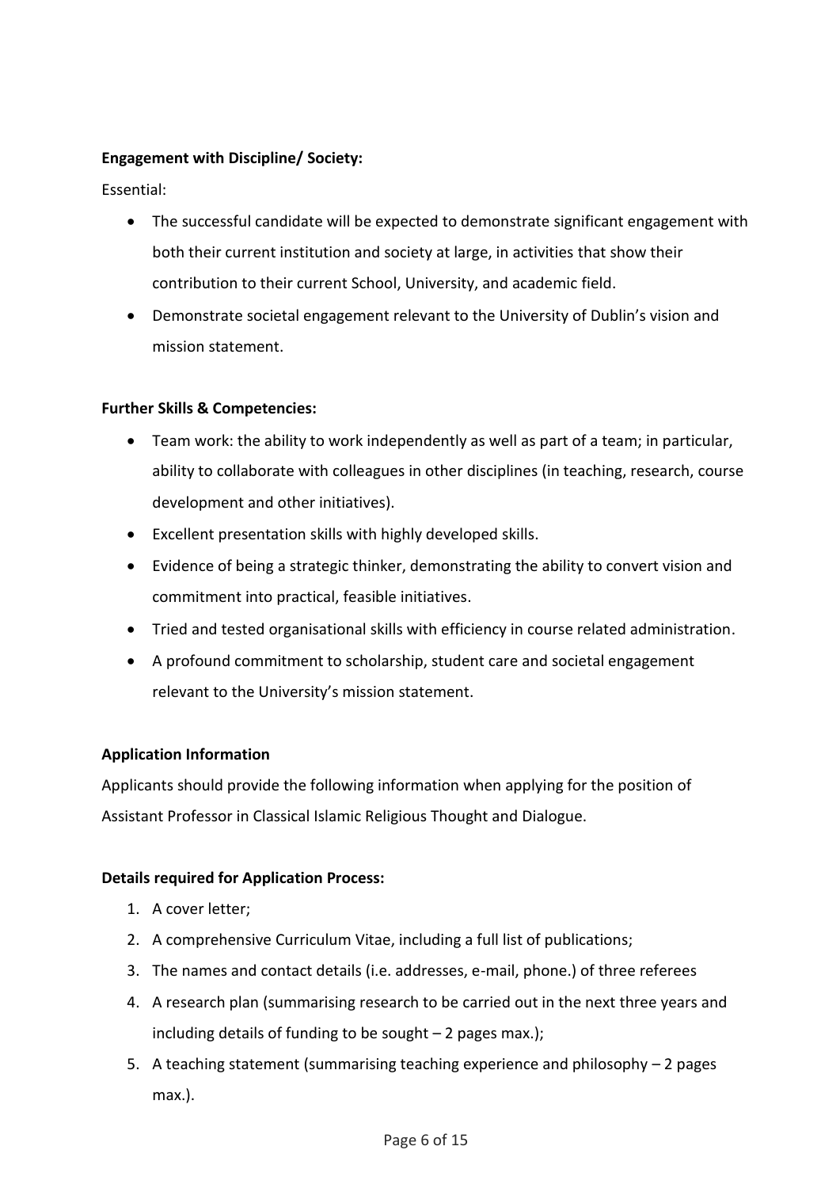**Engagement with Discipline/ Society:**

Essential:

- The successful candidate will be expected to demonstrate significant engagement with both their current institution and society at large, in activities that show their contribution to their current School, University, and academic field.
- Demonstrate societal engagement relevant to the University of Dublin's vision and mission statement.

**Further Skills & Competencies:**

- Team work: the ability to work independently as well as part of a team; in particular, ability to collaborate with colleagues in other disciplines (in teaching, research, course development and other initiatives).
- Excellent presentation skills with highly developed skills.
- Evidence of being a strategic thinker, demonstrating the ability to convert vision and commitment into practical, feasible initiatives.
- Tried and tested organisational skills with efficiency in course related administration.
- A profound commitment to scholarship, student care and societal engagement relevant to the University's mission statement.

**Application Information**

Applicants should provide the following information when applying for the position of Assistant Professor in Classical Islamic Religious Thought and Dialogue.

**Details required for Application Process:**

1. A cover letter;
2. A comprehensive Curriculum Vitae, including a full list of publications;
3. The names and contact details (i.e. addresses, e-mail, phone.) of three referees
4. A research plan (summarising research to be carried out in the next three years and including details of funding to be sought – 2 pages max.);
5. A teaching statement (summarising teaching experience and philosophy – 2 pages max.).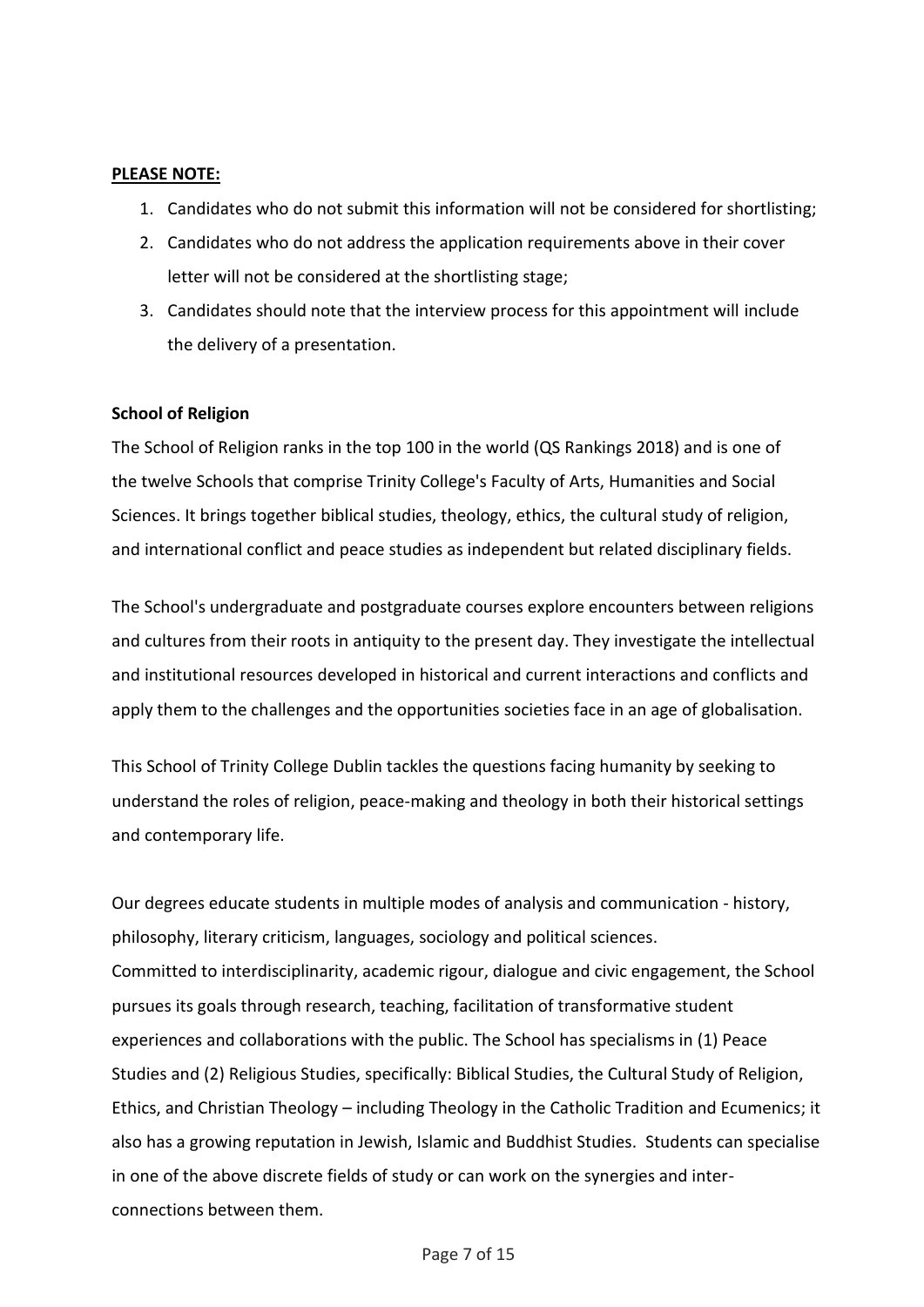**PLEASE NOTE:**

1. Candidates who do not submit this information will not be considered for shortlisting;
2. Candidates who do not address the application requirements above in their cover letter will not be considered at the shortlisting stage;
3. Candidates should note that the interview process for this appointment will include the delivery of a presentation.

**School of Religion**

The School of Religion ranks in the top 100 in the world (QS Rankings 2018) and is one of the twelve Schools that comprise Trinity College's Faculty of Arts, Humanities and Social Sciences. It brings together biblical studies, theology, ethics, the cultural study of religion, and international conflict and peace studies as independent but related disciplinary fields.

The School's undergraduate and postgraduate courses explore encounters between religions and cultures from their roots in antiquity to the present day. They investigate the intellectual and institutional resources developed in historical and current interactions and conflicts and apply them to the challenges and the opportunities societies face in an age of globalisation.

This School of Trinity College Dublin tackles the questions facing humanity by seeking to understand the roles of religion, peace-making and theology in both their historical settings and contemporary life.

Our degrees educate students in multiple modes of analysis and communication - history, philosophy, literary criticism, languages, sociology and political sciences.
Committed to interdisciplinarity, academic rigour, dialogue and civic engagement, the School pursues its goals through research, teaching, facilitation of transformative student experiences and collaborations with the public. The School has specialisms in (1) Peace Studies and (2) Religious Studies, specifically: Biblical Studies, the Cultural Study of Religion, Ethics, and Christian Theology – including Theology in the Catholic Tradition and Ecumenics; it also has a growing reputation in Jewish, Islamic and Buddhist Studies. Students can specialise in one of the above discrete fields of study or can work on the synergies and inter-connections between them.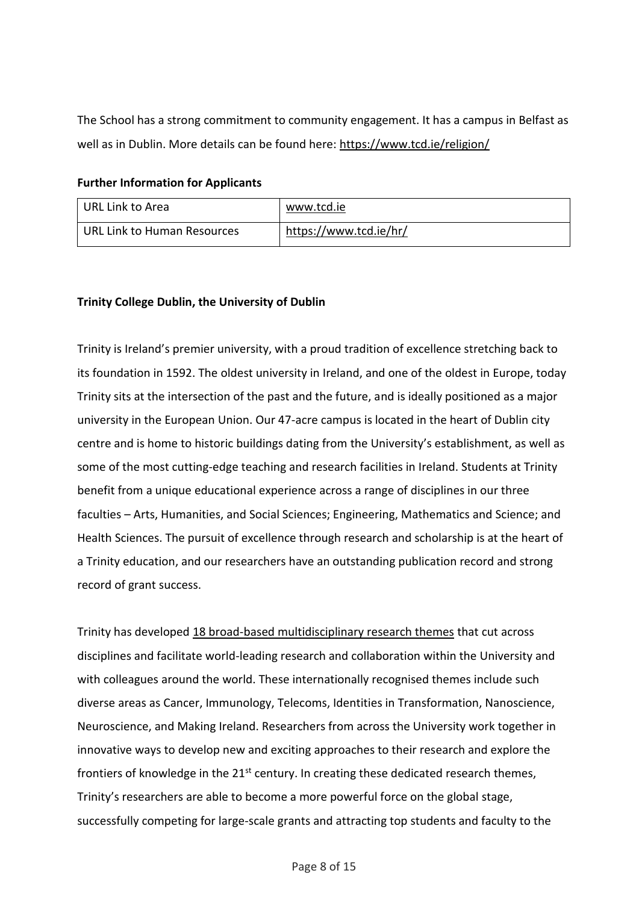The School has a strong commitment to community engagement. It has a campus in Belfast as well as in Dublin. More details can be found here: https://www.tcd.ie/religion/

**Further Information for Applicants**

| URL Link to Area | www.tcd.ie |
|---|---|
| URL Link to Human Resources | https://www.tcd.ie/hr/ |

**Trinity College Dublin, the University of Dublin**

Trinity is Ireland's premier university, with a proud tradition of excellence stretching back to its foundation in 1592. The oldest university in Ireland, and one of the oldest in Europe, today Trinity sits at the intersection of the past and the future, and is ideally positioned as a major university in the European Union. Our 47-acre campus is located in the heart of Dublin city centre and is home to historic buildings dating from the University's establishment, as well as some of the most cutting-edge teaching and research facilities in Ireland. Students at Trinity benefit from a unique educational experience across a range of disciplines in our three faculties – Arts, Humanities, and Social Sciences; Engineering, Mathematics and Science; and Health Sciences. The pursuit of excellence through research and scholarship is at the heart of a Trinity education, and our researchers have an outstanding publication record and strong record of grant success.

Trinity has developed 18 broad-based multidisciplinary research themes that cut across disciplines and facilitate world-leading research and collaboration within the University and with colleagues around the world. These internationally recognised themes include such diverse areas as Cancer, Immunology, Telecoms, Identities in Transformation, Nanoscience, Neuroscience, and Making Ireland. Researchers from across the University work together in innovative ways to develop new and exciting approaches to their research and explore the frontiers of knowledge in the 21st century. In creating these dedicated research themes, Trinity's researchers are able to become a more powerful force on the global stage, successfully competing for large-scale grants and attracting top students and faculty to the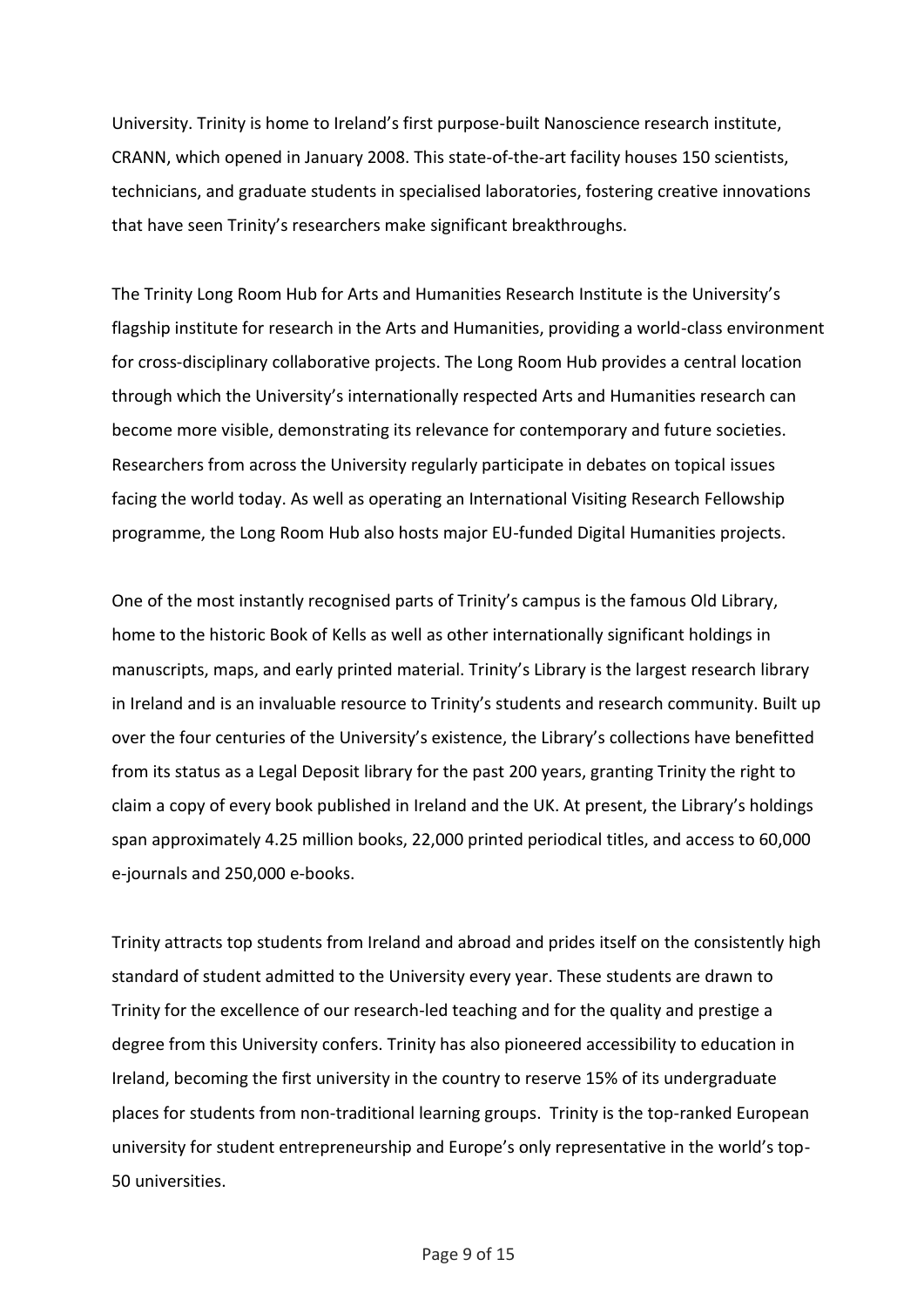University. Trinity is home to Ireland's first purpose-built Nanoscience research institute, CRANN, which opened in January 2008. This state-of-the-art facility houses 150 scientists, technicians, and graduate students in specialised laboratories, fostering creative innovations that have seen Trinity's researchers make significant breakthroughs.

The Trinity Long Room Hub for Arts and Humanities Research Institute is the University's flagship institute for research in the Arts and Humanities, providing a world-class environment for cross-disciplinary collaborative projects. The Long Room Hub provides a central location through which the University's internationally respected Arts and Humanities research can become more visible, demonstrating its relevance for contemporary and future societies. Researchers from across the University regularly participate in debates on topical issues facing the world today. As well as operating an International Visiting Research Fellowship programme, the Long Room Hub also hosts major EU-funded Digital Humanities projects.

One of the most instantly recognised parts of Trinity's campus is the famous Old Library, home to the historic Book of Kells as well as other internationally significant holdings in manuscripts, maps, and early printed material. Trinity's Library is the largest research library in Ireland and is an invaluable resource to Trinity's students and research community. Built up over the four centuries of the University's existence, the Library's collections have benefitted from its status as a Legal Deposit library for the past 200 years, granting Trinity the right to claim a copy of every book published in Ireland and the UK. At present, the Library's holdings span approximately 4.25 million books, 22,000 printed periodical titles, and access to 60,000 e-journals and 250,000 e-books.

Trinity attracts top students from Ireland and abroad and prides itself on the consistently high standard of student admitted to the University every year. These students are drawn to Trinity for the excellence of our research-led teaching and for the quality and prestige a degree from this University confers. Trinity has also pioneered accessibility to education in Ireland, becoming the first university in the country to reserve 15% of its undergraduate places for students from non-traditional learning groups. Trinity is the top-ranked European university for student entrepreneurship and Europe's only representative in the world's top-50 universities.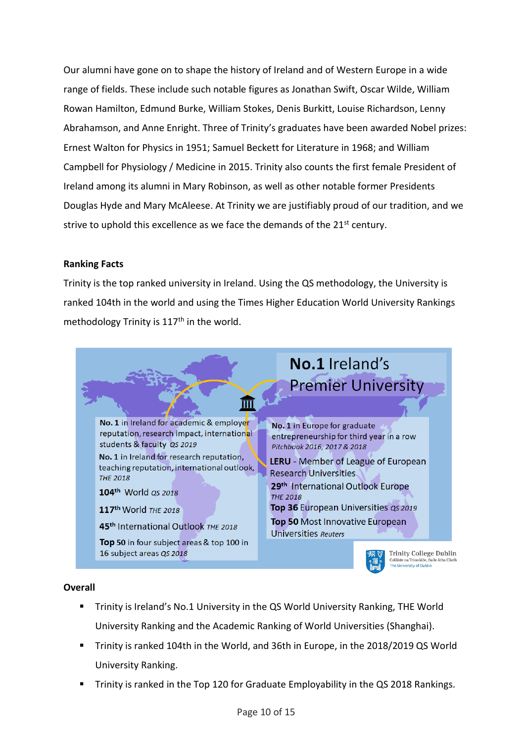Our alumni have gone on to shape the history of Ireland and of Western Europe in a wide range of fields. These include such notable figures as Jonathan Swift, Oscar Wilde, William Rowan Hamilton, Edmund Burke, William Stokes, Denis Burkitt, Louise Richardson, Lenny Abrahamson, and Anne Enright. Three of Trinity's graduates have been awarded Nobel prizes: Ernest Walton for Physics in 1951; Samuel Beckett for Literature in 1968; and William Campbell for Physiology / Medicine in 2015. Trinity also counts the first female President of Ireland among its alumni in Mary Robinson, as well as other notable former Presidents Douglas Hyde and Mary McAleese. At Trinity we are justifiably proud of our tradition, and we strive to uphold this excellence as we face the demands of the 21st century.

**Ranking Facts**

Trinity is the top ranked university in Ireland. Using the QS methodology, the University is ranked 104th in the world and using the Times Higher Education World University Rankings methodology Trinity is 117th in the world.

**No.1** Ireland's Premier University

**No. 1** in Ireland for academic & employer reputation, research impact, international students & faculty *QS 2019*

**No. 1** in Ireland for research reputation, teaching reputation, international outlook, *THE 2018*

**104th** World *QS 2018*

**117th** World *THE 2018*

**45th** International Outlook *THE 2018*

**Top 50** in four subject areas & top 100 in 16 subject areas *QS 2018*

**No. 1** in Europe for graduate entrepreneurship for third year in a row *Pitchbook 2016, 2017 & 2018*

**LERU** - Member of League of European Research Universities

**29th** International Outlook Europe *THE 2018*

**Top 36** European Universities *QS 2019*

**Top 50** Most Innovative European Universities *Reuters*

Trinity College Dublin
Coláiste na Tríonóide, Baile Átha Cliath
The University of Dublin

**Overall**

- Trinity is Ireland's No.1 University in the QS World University Ranking, THE World University Ranking and the Academic Ranking of World Universities (Shanghai).
- Trinity is ranked 104th in the World, and 36th in Europe, in the 2018/2019 QS World University Ranking.
- Trinity is ranked in the Top 120 for Graduate Employability in the QS 2018 Rankings.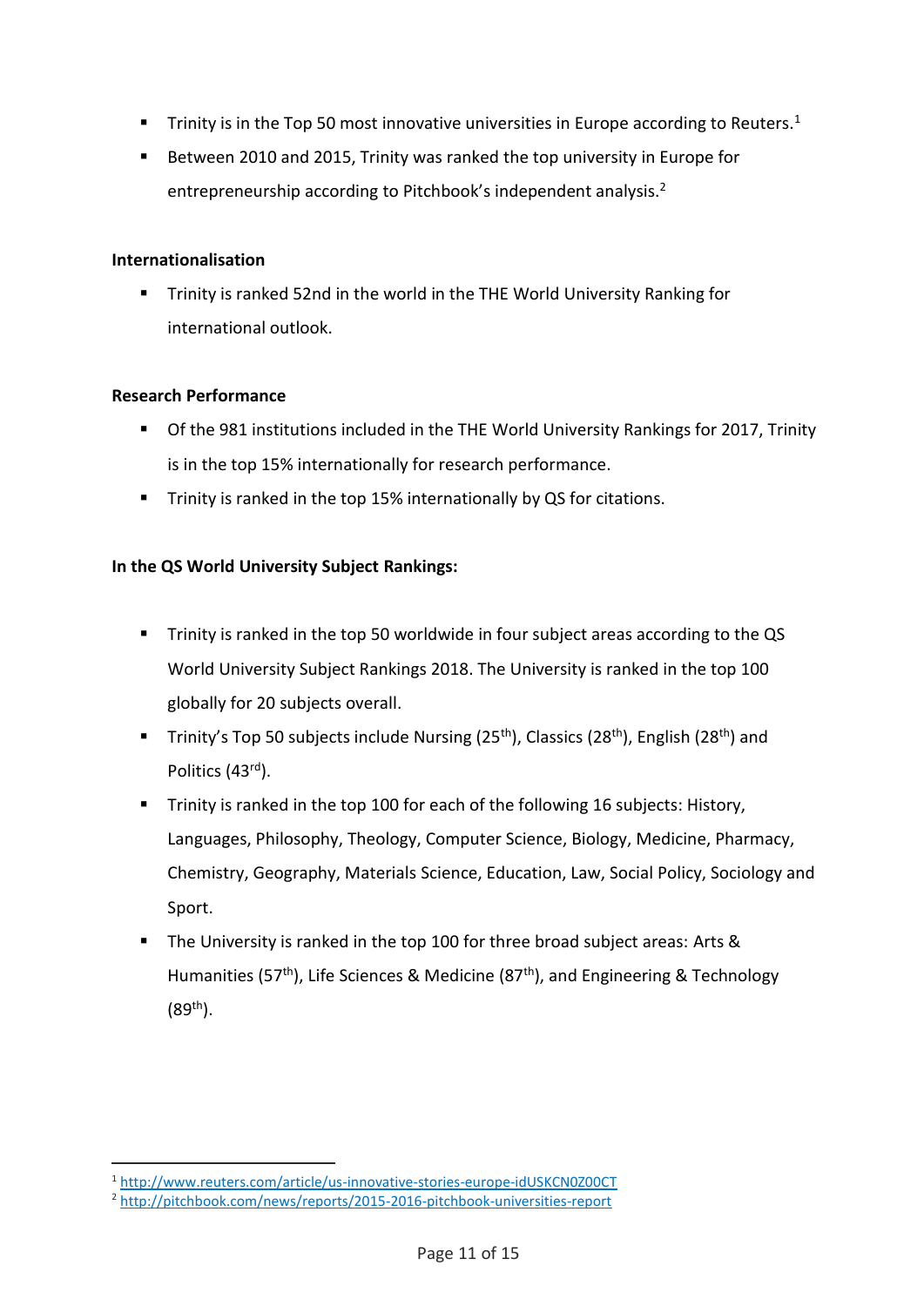- Trinity is in the Top 50 most innovative universities in Europe according to Reuters.[1]
- Between 2010 and 2015, Trinity was ranked the top university in Europe for entrepreneurship according to Pitchbook's independent analysis.[2]

**Internationalisation**

- Trinity is ranked 52nd in the world in the THE World University Ranking for international outlook.

**Research Performance**

- Of the 981 institutions included in the THE World University Rankings for 2017, Trinity is in the top 15% internationally for research performance.
- Trinity is ranked in the top 15% internationally by QS for citations.

**In the QS World University Subject Rankings:**

- Trinity is ranked in the top 50 worldwide in four subject areas according to the QS World University Subject Rankings 2018. The University is ranked in the top 100 globally for 20 subjects overall.
- Trinity's Top 50 subjects include Nursing (25th), Classics (28th), English (28th) and Politics (43rd).
- Trinity is ranked in the top 100 for each of the following 16 subjects: History, Languages, Philosophy, Theology, Computer Science, Biology, Medicine, Pharmacy, Chemistry, Geography, Materials Science, Education, Law, Social Policy, Sociology and Sport.
- The University is ranked in the top 100 for three broad subject areas: Arts & Humanities (57th), Life Sciences & Medicine (87th), and Engineering & Technology (89th).

---

[1] http://www.reuters.com/article/us-innovative-stories-europe-idUSKCN0Z00CT

[2] http://pitchbook.com/news/reports/2015-2016-pitchbook-universities-report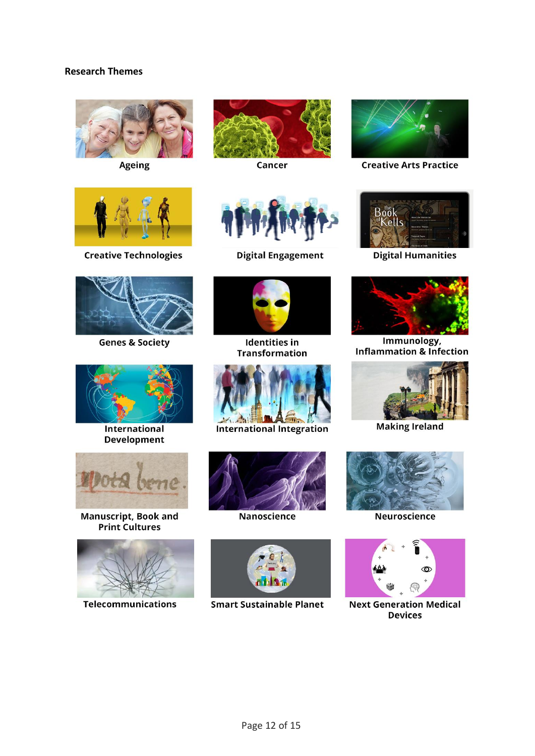**Research Themes**

Ageing

Cancer

Creative Arts Practice

Creative Technologies

Digital Engagement

Digital Humanities

Genes & Society

Identities in Transformation

Immunology, Inflammation & Infection

International Development

International Integration

Making Ireland

Manuscript, Book and Print Cultures

Nanoscience

Neuroscience

Telecommunications

Smart Sustainable Planet

Next Generation Medical Devices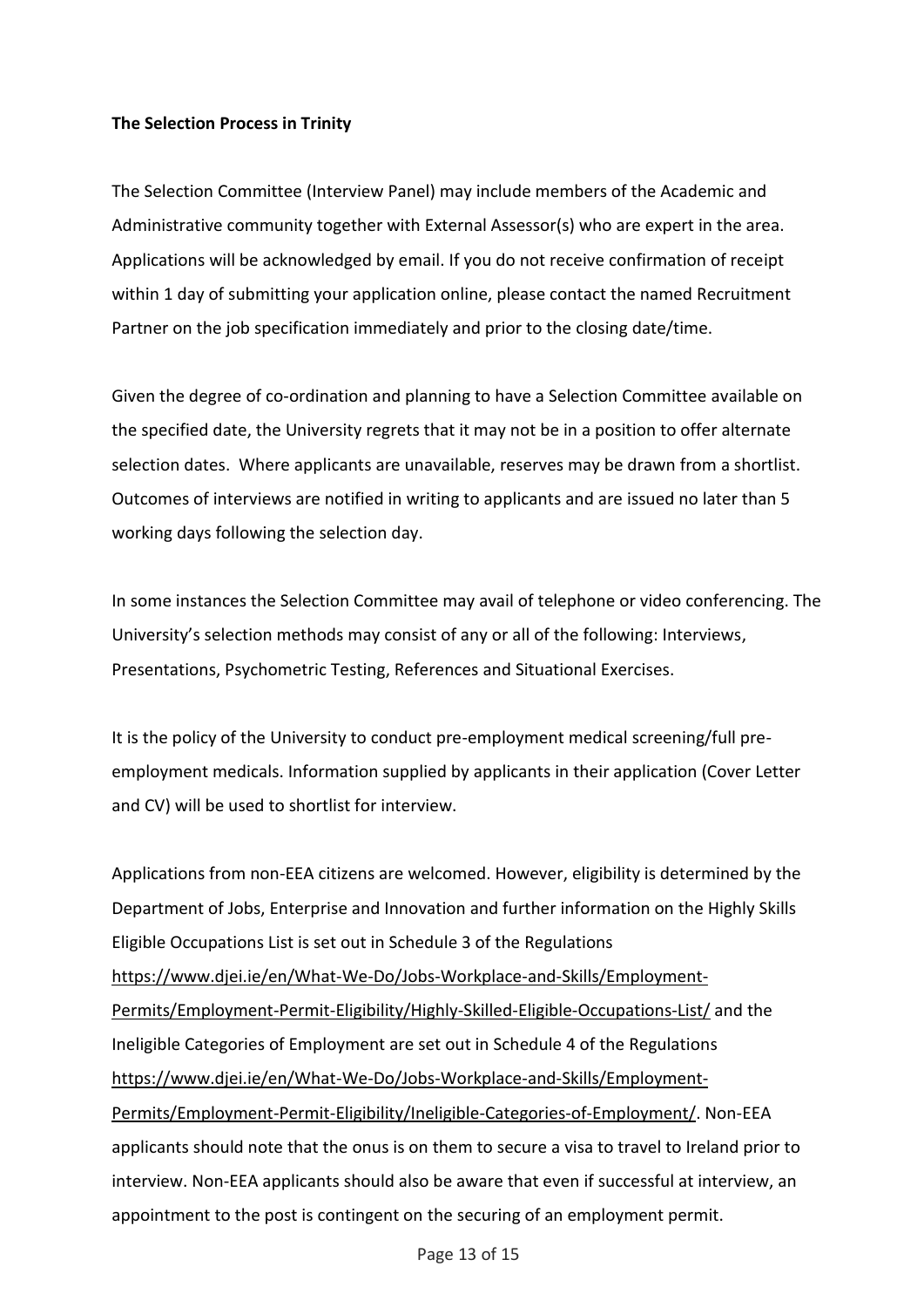**The Selection Process in Trinity**

The Selection Committee (Interview Panel) may include members of the Academic and Administrative community together with External Assessor(s) who are expert in the area. Applications will be acknowledged by email. If you do not receive confirmation of receipt within 1 day of submitting your application online, please contact the named Recruitment Partner on the job specification immediately and prior to the closing date/time.

Given the degree of co-ordination and planning to have a Selection Committee available on the specified date, the University regrets that it may not be in a position to offer alternate selection dates. Where applicants are unavailable, reserves may be drawn from a shortlist. Outcomes of interviews are notified in writing to applicants and are issued no later than 5 working days following the selection day.

In some instances the Selection Committee may avail of telephone or video conferencing. The University's selection methods may consist of any or all of the following: Interviews, Presentations, Psychometric Testing, References and Situational Exercises.

It is the policy of the University to conduct pre-employment medical screening/full pre-employment medicals. Information supplied by applicants in their application (Cover Letter and CV) will be used to shortlist for interview.

Applications from non-EEA citizens are welcomed. However, eligibility is determined by the Department of Jobs, Enterprise and Innovation and further information on the Highly Skills Eligible Occupations List is set out in Schedule 3 of the Regulations https://www.djei.ie/en/What-We-Do/Jobs-Workplace-and-Skills/Employment-Permits/Employment-Permit-Eligibility/Highly-Skilled-Eligible-Occupations-List/ and the Ineligible Categories of Employment are set out in Schedule 4 of the Regulations https://www.djei.ie/en/What-We-Do/Jobs-Workplace-and-Skills/Employment-Permits/Employment-Permit-Eligibility/Ineligible-Categories-of-Employment/. Non-EEA applicants should note that the onus is on them to secure a visa to travel to Ireland prior to interview. Non-EEA applicants should also be aware that even if successful at interview, an appointment to the post is contingent on the securing of an employment permit.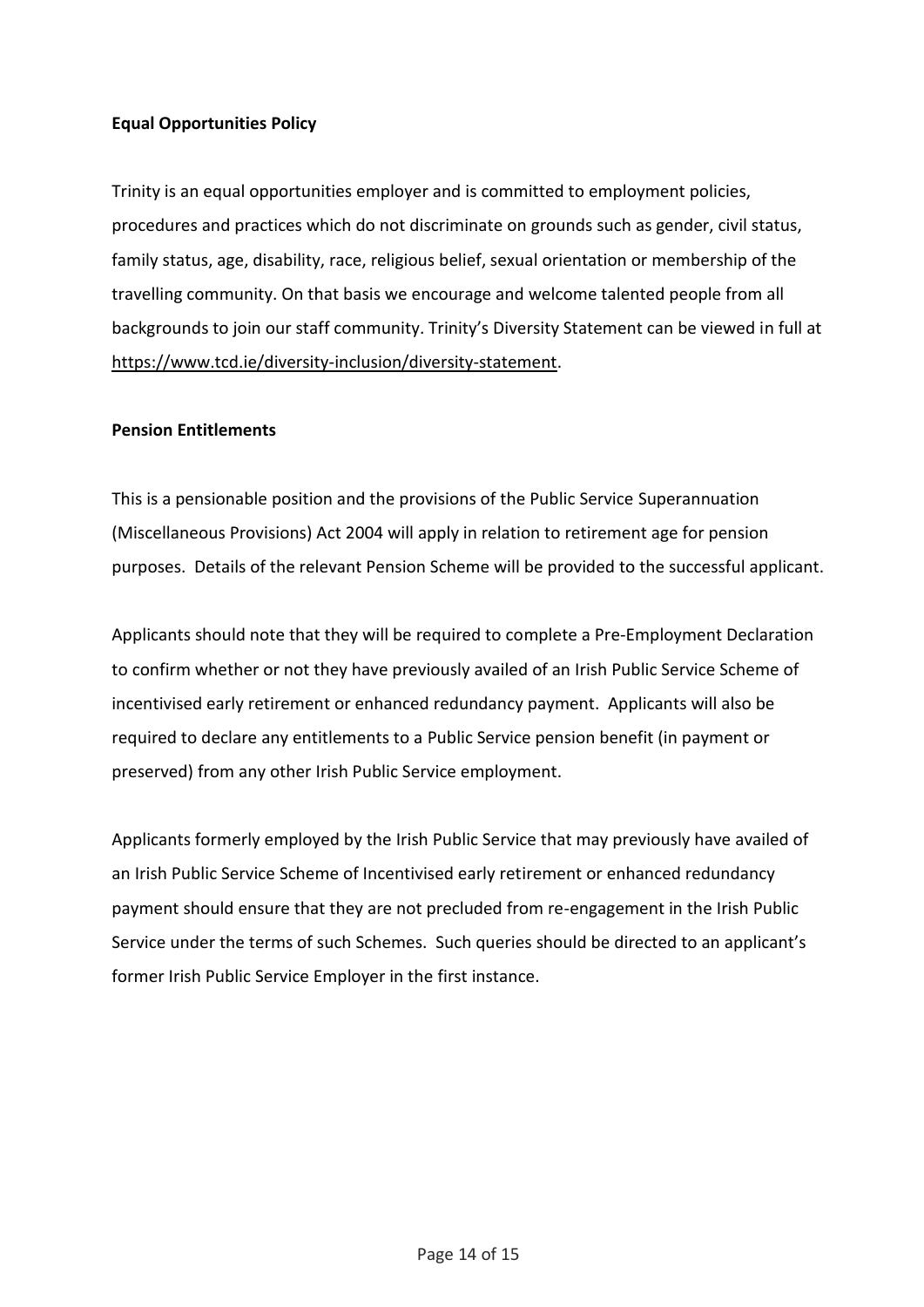**Equal Opportunities Policy**

Trinity is an equal opportunities employer and is committed to employment policies, procedures and practices which do not discriminate on grounds such as gender, civil status, family status, age, disability, race, religious belief, sexual orientation or membership of the travelling community. On that basis we encourage and welcome talented people from all backgrounds to join our staff community. Trinity's Diversity Statement can be viewed in full at https://www.tcd.ie/diversity-inclusion/diversity-statement.

**Pension Entitlements**

This is a pensionable position and the provisions of the Public Service Superannuation (Miscellaneous Provisions) Act 2004 will apply in relation to retirement age for pension purposes. Details of the relevant Pension Scheme will be provided to the successful applicant.

Applicants should note that they will be required to complete a Pre-Employment Declaration to confirm whether or not they have previously availed of an Irish Public Service Scheme of incentivised early retirement or enhanced redundancy payment. Applicants will also be required to declare any entitlements to a Public Service pension benefit (in payment or preserved) from any other Irish Public Service employment.

Applicants formerly employed by the Irish Public Service that may previously have availed of an Irish Public Service Scheme of Incentivised early retirement or enhanced redundancy payment should ensure that they are not precluded from re-engagement in the Irish Public Service under the terms of such Schemes. Such queries should be directed to an applicant's former Irish Public Service Employer in the first instance.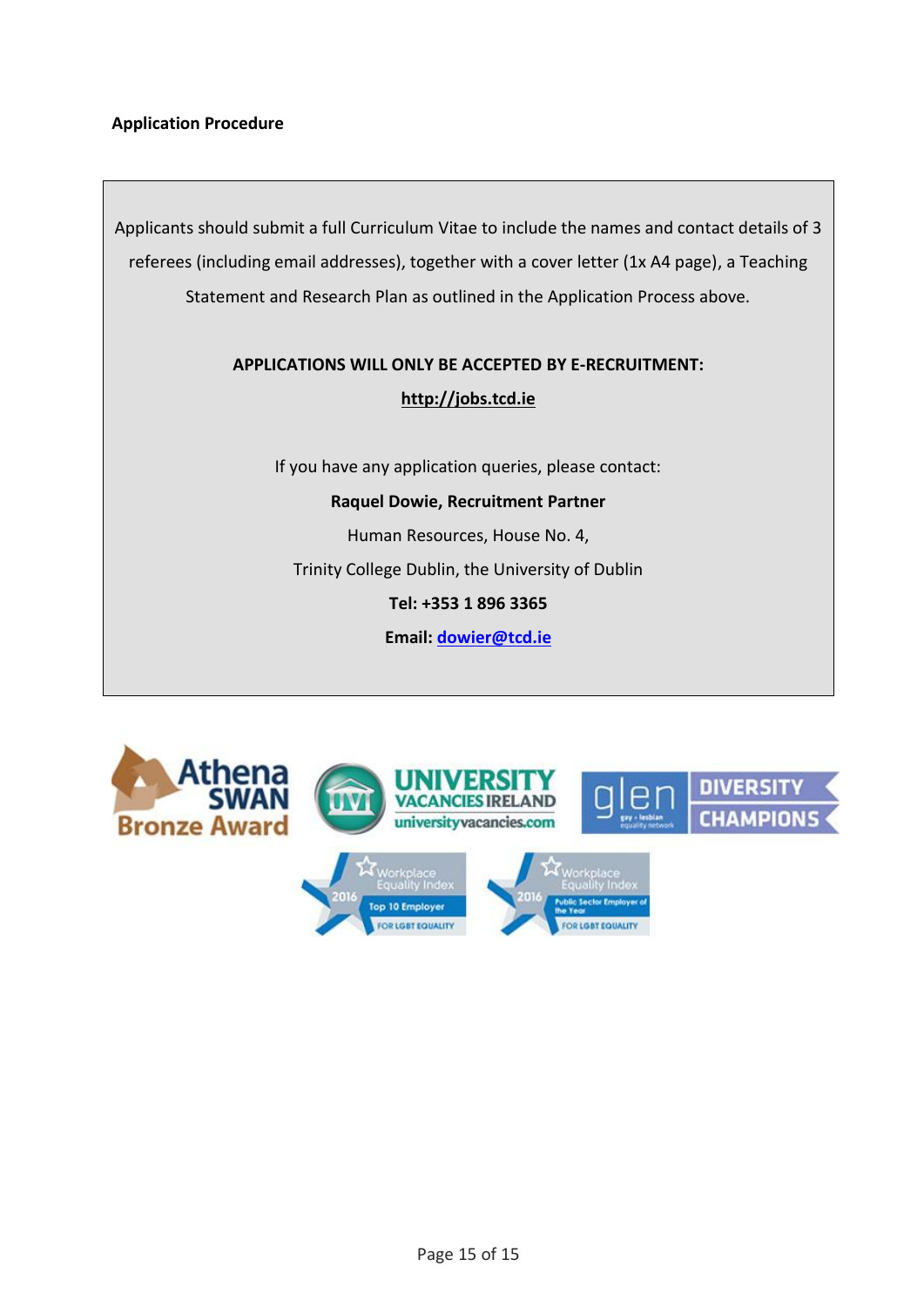**Application Procedure**

Applicants should submit a full Curriculum Vitae to include the names and contact details of 3 referees (including email addresses), together with a cover letter (1x A4 page), a Teaching Statement and Research Plan as outlined in the Application Process above.

**APPLICATIONS WILL ONLY BE ACCEPTED BY E-RECRUITMENT:**

**http://jobs.tcd.ie**

If you have any application queries, please contact:

**Raquel Dowie, Recruitment Partner**

Human Resources, House No. 4,

Trinity College Dublin, the University of Dublin

**Tel: +353 1 896 3365**

**Email:** dowier@tcd.ie